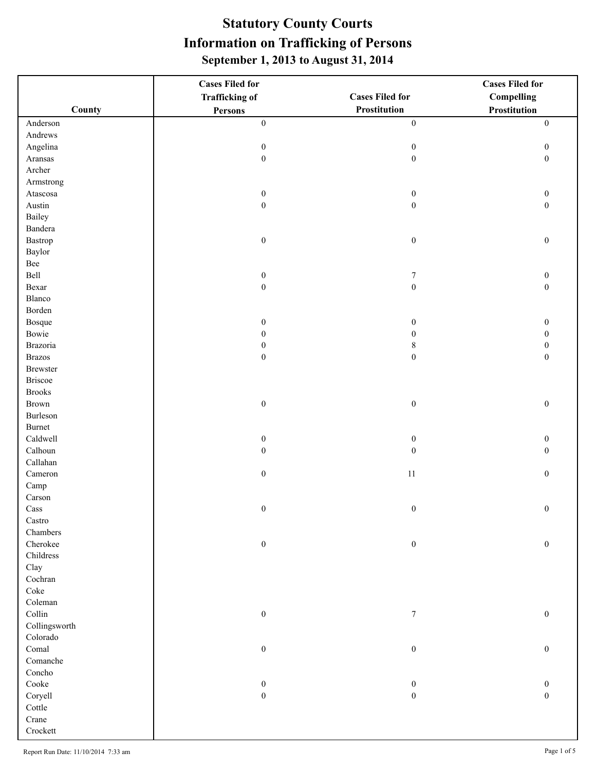# Statutory County Courts

## Information on Trafficking of Persons

### September 1, 2013 to August 31, 2014

| County | Cases Filed for Trafficking of Persons | Cases Filed for Prostitution | Cases Filed for Compelling Prostitution |
|---|---|---|---|
| Anderson | 0 | 0 | 0 |
| Andrews | | | |
| Angelina | 0 | 0 | 0 |
| Aransas | 0 | 0 | 0 |
| Archer | | | |
| Armstrong | | | |
| Atascosa | 0 | 0 | 0 |
| Austin | 0 | 0 | 0 |
| Bailey | | | |
| Bandera | | | |
| Bastrop | 0 | 0 | 0 |
| Baylor | | | |
| Bee | | | |
| Bell | 0 | 7 | 0 |
| Bexar | 0 | 0 | 0 |
| Blanco | | | |
| Borden | | | |
| Bosque | 0 | 0 | 0 |
| Bowie | 0 | 0 | 0 |
| Brazoria | 0 | 8 | 0 |
| Brazos | 0 | 0 | 0 |
| Brewster | | | |
| Briscoe | | | |
| Brooks | | | |
| Brown | 0 | 0 | 0 |
| Burleson | | | |
| Burnet | | | |
| Caldwell | 0 | 0 | 0 |
| Calhoun | 0 | 0 | 0 |
| Callahan | | | |
| Cameron | 0 | 11 | 0 |
| Camp | | | |
| Carson | | | |
| Cass | 0 | 0 | 0 |
| Castro | | | |
| Chambers | | | |
| Cherokee | 0 | 0 | 0 |
| Childress | | | |
| Clay | | | |
| Cochran | | | |
| Coke | | | |
| Coleman | | | |
| Collin | 0 | 7 | 0 |
| Collingsworth | | | |
| Colorado | | | |
| Comal | 0 | 0 | 0 |
| Comanche | | | |
| Concho | | | |
| Cooke | 0 | 0 | 0 |
| Coryell | 0 | 0 | 0 |
| Cottle | | | |
| Crane | | | |
| Crockett | | | |

Report Run Date: 11/10/2014 7:33 am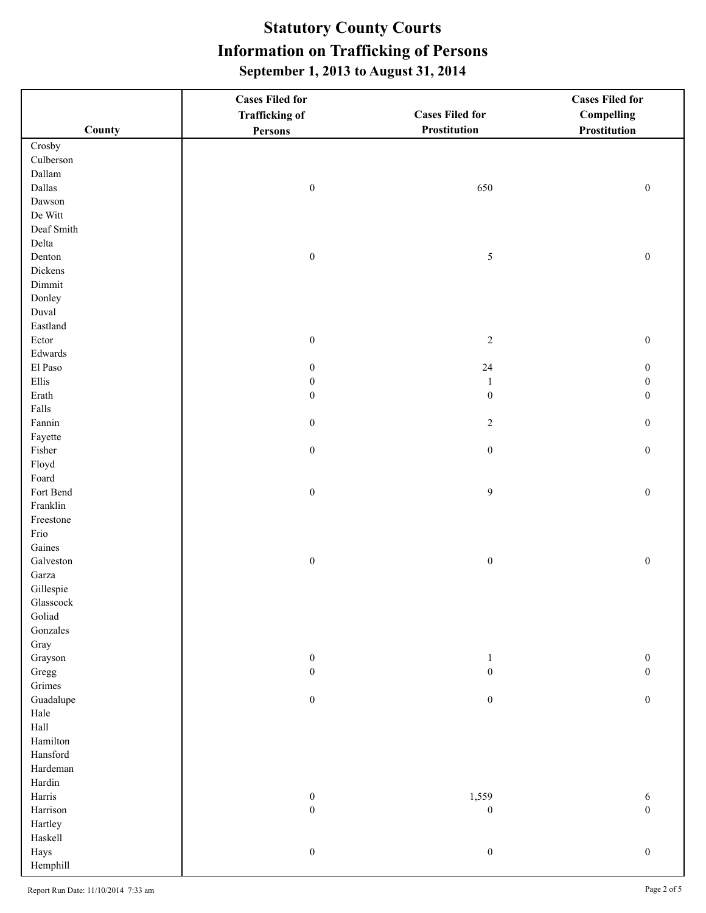# Statutory County Courts
# Information on Trafficking of Persons
## September 1, 2013 to August 31, 2014

| County | Cases Filed for Trafficking of Persons | Cases Filed for Prostitution | Cases Filed for Compelling Prostitution |
|---|---|---|---|
| Crosby | | | |
| Culberson | | | |
| Dallam | | | |
| Dallas | 0 | 650 | 0 |
| Dawson | | | |
| De Witt | | | |
| Deaf Smith | | | |
| Delta | | | |
| Denton | 0 | 5 | 0 |
| Dickens | | | |
| Dimmit | | | |
| Donley | | | |
| Duval | | | |
| Eastland | | | |
| Ector | 0 | 2 | 0 |
| Edwards | | | |
| El Paso | 0 | 24 | 0 |
| Ellis | 0 | 1 | 0 |
| Erath | 0 | 0 | 0 |
| Falls | | | |
| Fannin | 0 | 2 | 0 |
| Fayette | | | |
| Fisher | 0 | 0 | 0 |
| Floyd | | | |
| Foard | | | |
| Fort Bend | 0 | 9 | 0 |
| Franklin | | | |
| Freestone | | | |
| Frio | | | |
| Gaines | | | |
| Galveston | 0 | 0 | 0 |
| Garza | | | |
| Gillespie | | | |
| Glasscock | | | |
| Goliad | | | |
| Gonzales | | | |
| Gray | | | |
| Grayson | 0 | 1 | 0 |
| Gregg | 0 | 0 | 0 |
| Grimes | | | |
| Guadalupe | 0 | 0 | 0 |
| Hale | | | |
| Hall | | | |
| Hamilton | | | |
| Hansford | | | |
| Hardeman | | | |
| Hardin | | | |
| Harris | 0 | 1,559 | 6 |
| Harrison | 0 | 0 | 0 |
| Hartley | | | |
| Haskell | | | |
| Hays | 0 | 0 | 0 |
| Hemphill | | | |

Report Run Date: 11/10/2014 7:33 am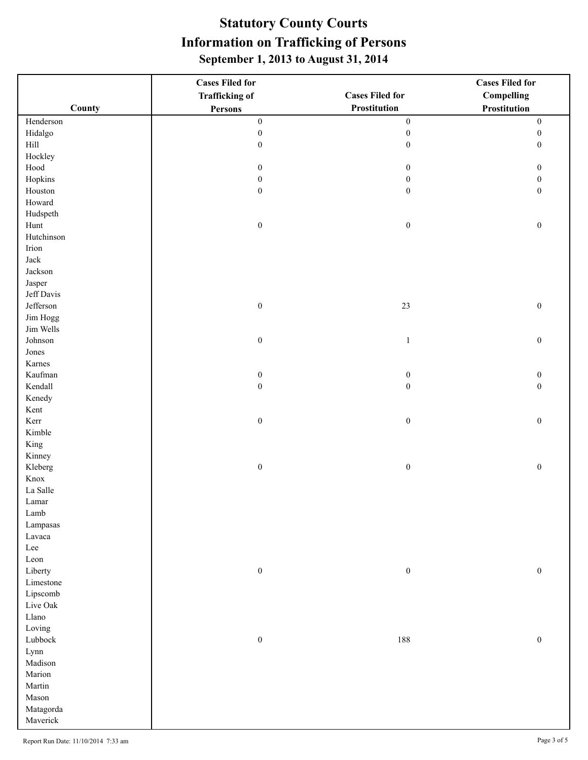# Statutory County Courts
# Information on Trafficking of Persons
## September 1, 2013 to August 31, 2014

| County | Cases Filed for Trafficking of Persons | Cases Filed for Prostitution | Cases Filed for Compelling Prostitution |
|---|---|---|---|
| Henderson | 0 | 0 | 0 |
| Hidalgo | 0 | 0 | 0 |
| Hill | 0 | 0 | 0 |
| Hockley | | | |
| Hood | 0 | 0 | 0 |
| Hopkins | 0 | 0 | 0 |
| Houston | 0 | 0 | 0 |
| Howard | | | |
| Hudspeth | | | |
| Hunt | 0 | 0 | 0 |
| Hutchinson | | | |
| Irion | | | |
| Jack | | | |
| Jackson | | | |
| Jasper | | | |
| Jeff Davis | | | |
| Jefferson | 0 | 23 | 0 |
| Jim Hogg | | | |
| Jim Wells | | | |
| Johnson | 0 | 1 | 0 |
| Jones | | | |
| Karnes | | | |
| Kaufman | 0 | 0 | 0 |
| Kendall | 0 | 0 | 0 |
| Kenedy | | | |
| Kent | | | |
| Kerr | 0 | 0 | 0 |
| Kimble | | | |
| King | | | |
| Kinney | | | |
| Kleberg | 0 | 0 | 0 |
| Knox | | | |
| La Salle | | | |
| Lamar | | | |
| Lamb | | | |
| Lampasas | | | |
| Lavaca | | | |
| Lee | | | |
| Leon | | | |
| Liberty | 0 | 0 | 0 |
| Limestone | | | |
| Lipscomb | | | |
| Live Oak | | | |
| Llano | | | |
| Loving | | | |
| Lubbock | 0 | 188 | 0 |
| Lynn | | | |
| Madison | | | |
| Marion | | | |
| Martin | | | |
| Mason | | | |
| Matagorda | | | |
| Maverick | | | |

Report Run Date: 11/10/2014 7:33 am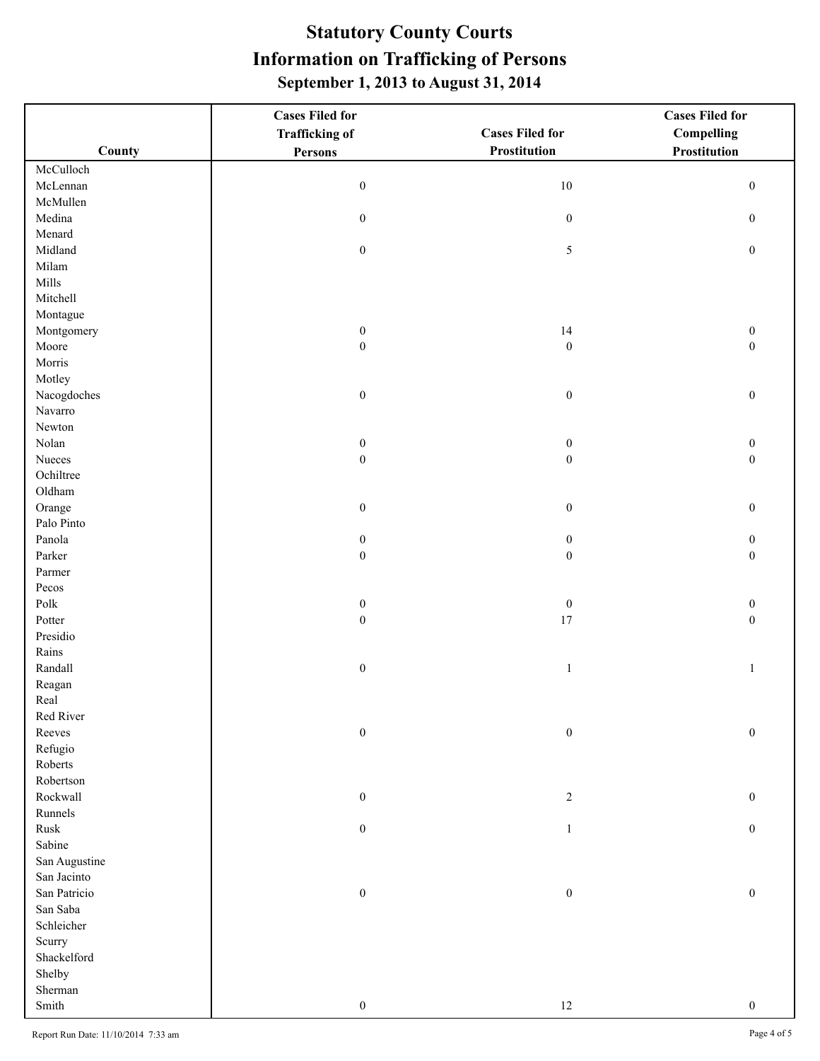# Statutory County Courts
# Information on Trafficking of Persons
## September 1, 2013 to August 31, 2014

| County | Cases Filed for Trafficking of Persons | Cases Filed for Prostitution | Cases Filed for Compelling Prostitution |
|---|---|---|---|
| McCulloch | | | |
| McLennan | 0 | 10 | 0 |
| McMullen | | | |
| Medina | 0 | 0 | 0 |
| Menard | | | |
| Midland | 0 | 5 | 0 |
| Milam | | | |
| Mills | | | |
| Mitchell | | | |
| Montague | | | |
| Montgomery | 0 | 14 | 0 |
| Moore | 0 | 0 | 0 |
| Morris | | | |
| Motley | | | |
| Nacogdoches | 0 | 0 | 0 |
| Navarro | | | |
| Newton | | | |
| Nolan | 0 | 0 | 0 |
| Nueces | 0 | 0 | 0 |
| Ochiltree | | | |
| Oldham | | | |
| Orange | 0 | 0 | 0 |
| Palo Pinto | | | |
| Panola | 0 | 0 | 0 |
| Parker | 0 | 0 | 0 |
| Parmer | | | |
| Pecos | | | |
| Polk | 0 | 0 | 0 |
| Potter | 0 | 17 | 0 |
| Presidio | | | |
| Rains | | | |
| Randall | 0 | 1 | 1 |
| Reagan | | | |
| Real | | | |
| Red River | | | |
| Reeves | 0 | 0 | 0 |
| Refugio | | | |
| Roberts | | | |
| Robertson | | | |
| Rockwall | 0 | 2 | 0 |
| Runnels | | | |
| Rusk | 0 | 1 | 0 |
| Sabine | | | |
| San Augustine | | | |
| San Jacinto | | | |
| San Patricio | 0 | 0 | 0 |
| San Saba | | | |
| Schleicher | | | |
| Scurry | | | |
| Shackelford | | | |
| Shelby | | | |
| Sherman | | | |
| Smith | 0 | 12 | 0 |

Report Run Date: 11/10/2014 7:33 am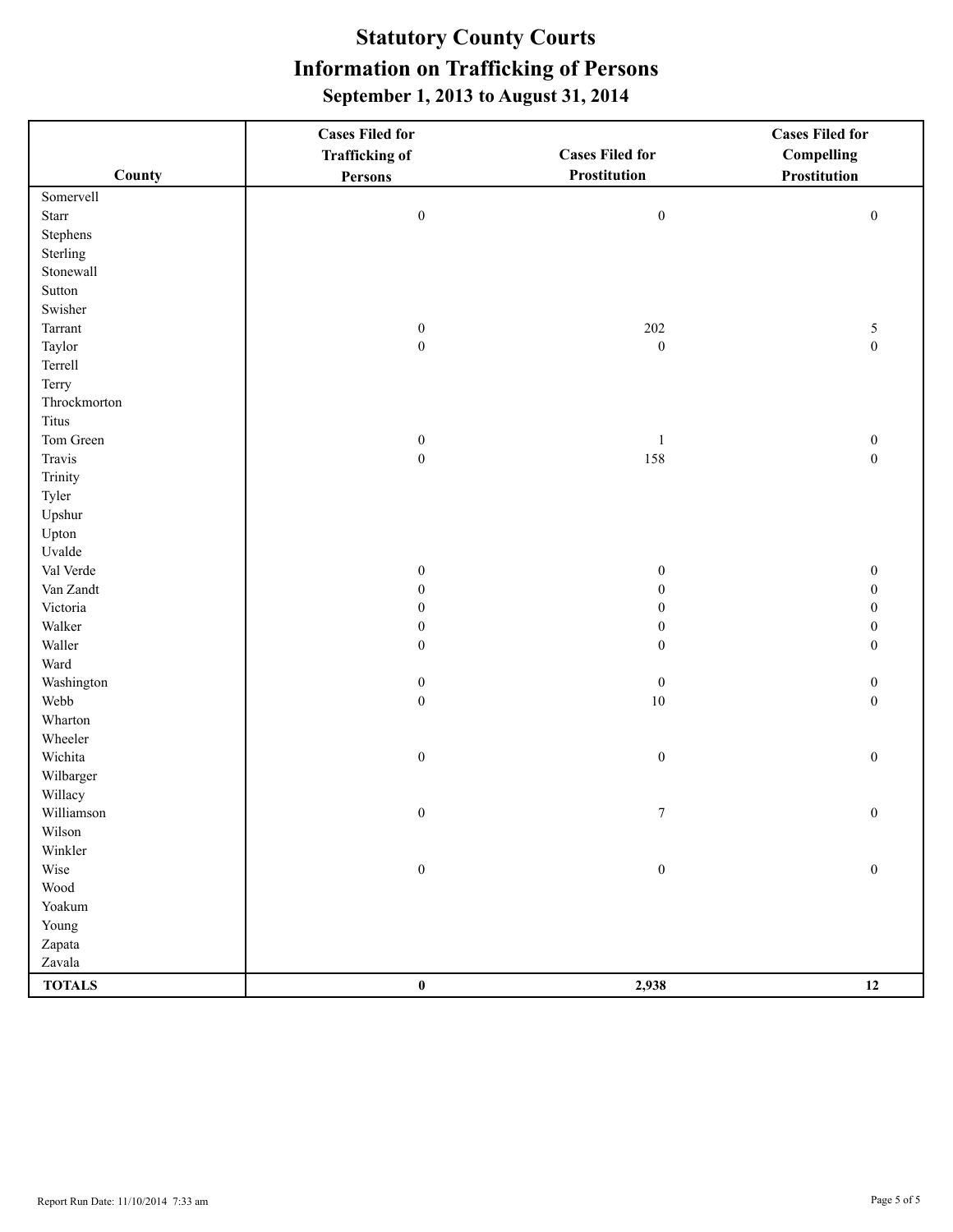# Statutory County Courts

## Information on Trafficking of Persons

### September 1, 2013 to August 31, 2014

| County | Cases Filed for Trafficking of Persons | Cases Filed for Prostitution | Cases Filed for Compelling Prostitution |
|---|---|---|---|
| Somervell | | | |
| Starr | 0 | 0 | 0 |
| Stephens | | | |
| Sterling | | | |
| Stonewall | | | |
| Sutton | | | |
| Swisher | | | |
| Tarrant | 0 | 202 | 5 |
| Taylor | 0 | 0 | 0 |
| Terrell | | | |
| Terry | | | |
| Throckmorton | | | |
| Titus | | | |
| Tom Green | 0 | 1 | 0 |
| Travis | 0 | 158 | 0 |
| Trinity | | | |
| Tyler | | | |
| Upshur | | | |
| Upton | | | |
| Uvalde | | | |
| Val Verde | 0 | 0 | 0 |
| Van Zandt | 0 | 0 | 0 |
| Victoria | 0 | 0 | 0 |
| Walker | 0 | 0 | 0 |
| Waller | 0 | 0 | 0 |
| Ward | | | |
| Washington | 0 | 0 | 0 |
| Webb | 0 | 10 | 0 |
| Wharton | | | |
| Wheeler | | | |
| Wichita | 0 | 0 | 0 |
| Wilbarger | | | |
| Willacy | | | |
| Williamson | 0 | 7 | 0 |
| Wilson | | | |
| Winkler | | | |
| Wise | 0 | 0 | 0 |
| Wood | | | |
| Yoakum | | | |
| Young | | | |
| Zapata | | | |
| Zavala | | | |
| **TOTALS** | **0** | **2,938** | **12** |

Report Run Date: 11/10/2014 7:33 am